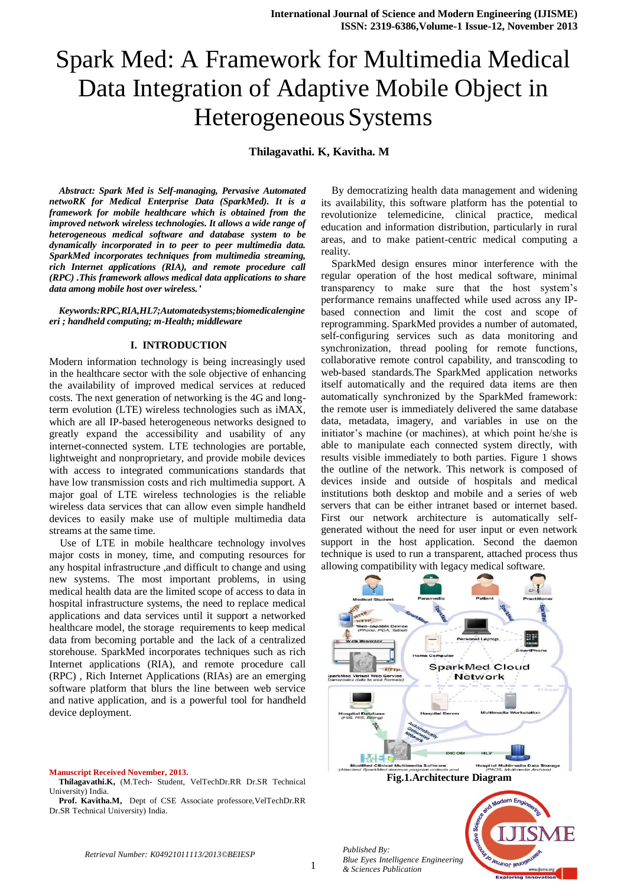# Spark Med: A Framework for Multimedia Medical Data Integration of Adaptive Mobile Object in Heterogeneous Systems

**Thilagavathi. K, Kavitha. M**

***Abstract:*** ***Spark Med is Self-managing, Pervasive Automated netwoRK for Medical Enterprise Data (SparkMed). It is a framework for mobile healthcare which is obtained from the improved network wireless technologies. It allows a wide range of heterogeneous medical software and database system to be dynamically incorporated in to peer to peer multimedia data. SparkMed incorporates techniques from multimedia streaming, rich Internet applications (RIA), and remote procedure call (RPC) .This framework allows medical data applications to share data among mobile host over wireless.'***

***Keywords:RPC,RIA,HL7;Automatedsystems;biomedicalengineeri ; handheld computing; m-Health; middleware***

## I. INTRODUCTION

Modern information technology is being increasingly used in the healthcare sector with the sole objective of enhancing the availability of improved medical services at reduced costs. The next generation of networking is the 4G and long-term evolution (LTE) wireless technologies such as iMAX, which are all IP-based heterogeneous networks designed to greatly expand the accessibility and usability of any internet-connected system. LTE technologies are portable, lightweight and nonproprietary, and provide mobile devices with access to integrated communications standards that have low transmission costs and rich multimedia support. A major goal of LTE wireless technologies is the reliable wireless data services that can allow even simple handheld devices to easily make use of multiple multimedia data streams at the same time.

Use of LTE in mobile healthcare technology involves major costs in money, time, and computing resources for any hospital infrastructure ,and difficult to change and using new systems. The most important problems, in using medical health data are the limited scope of access to data in hospital infrastructure systems, the need to replace medical applications and data services until it support a networked healthcare model, the storage requirements to keep medical data from becoming portable and the lack of a centralized storehouse. SparkMed incorporates techniques such as rich Internet applications (RIA), and remote procedure call (RPC) , Rich Internet Applications (RIAs) are an emerging software platform that blurs the line between web service and native application, and is a powerful tool for handheld device deployment.

By democratizing health data management and widening its availability, this software platform has the potential to revolutionize telemedicine, clinical practice, medical education and information distribution, particularly in rural areas, and to make patient-centric medical computing a reality.

SparkMed design ensures minor interference with the regular operation of the host medical software, minimal transparency to make sure that the host system's performance remains unaffected while used across any IP-based connection and limit the cost and scope of reprogramming. SparkMed provides a number of automated, self-configuring services such as data monitoring and synchronization, thread pooling for remote functions, collaborative remote control capability, and transcoding to web-based standards.The SparkMed application networks itself automatically and the required data items are then automatically synchronized by the SparkMed framework: the remote user is immediately delivered the same database data, metadata, imagery, and variables in use on the initiator's machine (or machines), at which point he/she is able to manipulate each connected system directly, with results visible immediately to both parties. Figure 1 shows the outline of the network. This network is composed of devices inside and outside of hospitals and medical institutions both desktop and mobile and a series of web servers that can be either intranet based or internet based. First our network architecture is automatically self-generated without the need for user input or even network support in the host application. Second the daemon technique is used to run a transparent, attached process thus allowing compatibility with legacy medical software.

**Fig.1.Architecture Diagram**

**Manuscript Received November, 2013.**

**Thilagavathi.K,** (M.Tech- Student, VelTechDr.RR Dr.SR Technical University) India.

**Prof. Kavitha.M,** Dept of CSE Associate professore,VelTechDr.RR Dr.SR Technical University) India.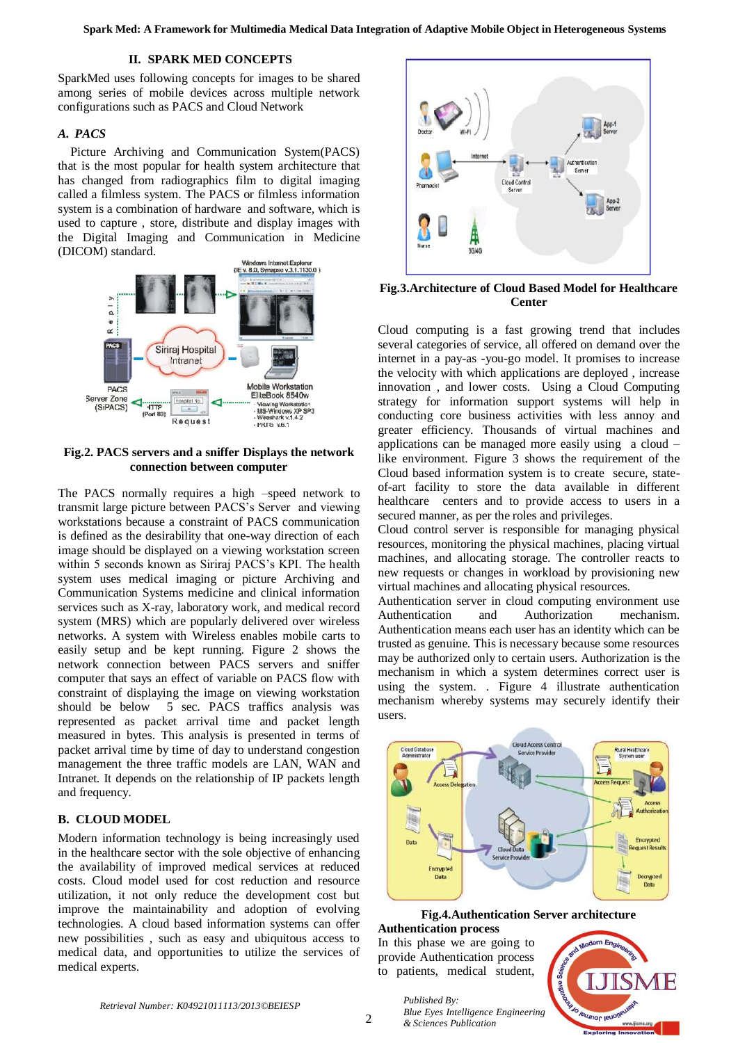## II. SPARK MED CONCEPTS

SparkMed uses following concepts for images to be shared among series of mobile devices across multiple network configurations such as PACS and Cloud Network

### A. PACS

Picture Archiving and Communication System(PACS) that is the most popular for health system architecture that has changed from radiographics film to digital imaging called a filmless system. The PACS or filmless information system is a combination of hardware and software, which is used to capture , store, distribute and display images with the Digital Imaging and Communication in Medicine (DICOM) standard.

**Fig.2. PACS servers and a sniffer Displays the network connection between computer**

The PACS normally requires a high –speed network to transmit large picture between PACS's Server and viewing workstations because a constraint of PACS communication is defined as the desirability that one-way direction of each image should be displayed on a viewing workstation screen within 5 seconds known as Siriraj PACS's KPI. The health system uses medical imaging or picture Archiving and Communication Systems medicine and clinical information services such as X-ray, laboratory work, and medical record system (MRS) which are popularly delivered over wireless networks. A system with Wireless enables mobile carts to easily setup and be kept running. Figure 2 shows the network connection between PACS servers and sniffer computer that says an effect of variable on PACS flow with constraint of displaying the image on viewing workstation should be below 5 sec. PACS traffics analysis was represented as packet arrival time and packet length measured in bytes. This analysis is presented in terms of packet arrival time by time of day to understand congestion management the three traffic models are LAN, WAN and Intranet. It depends on the relationship of IP packets length and frequency.

### B. CLOUD MODEL

Modern information technology is being increasingly used in the healthcare sector with the sole objective of enhancing the availability of improved medical services at reduced costs. Cloud model used for cost reduction and resource utilization, it not only reduce the development cost but improve the maintainability and adoption of evolving technologies. A cloud based information systems can offer new possibilities , such as easy and ubiquitous access to medical data, and opportunities to utilize the services of medical experts.

**Fig.3.Architecture of Cloud Based Model for Healthcare Center**

Cloud computing is a fast growing trend that includes several categories of service, all offered on demand over the internet in a pay-as -you-go model. It promises to increase the velocity with which applications are deployed , increase innovation , and lower costs. Using a Cloud Computing strategy for information support systems will help in conducting core business activities with less annoy and greater efficiency. Thousands of virtual machines and applications can be managed more easily using a cloud –like environment. Figure 3 shows the requirement of the Cloud based information system is to create secure, state-of-art facility to store the data available in different healthcare centers and to provide access to users in a secured manner, as per the roles and privileges.

Cloud control server is responsible for managing physical resources, monitoring the physical machines, placing virtual machines, and allocating storage. The controller reacts to new requests or changes in workload by provisioning new virtual machines and allocating physical resources.

Authentication server in cloud computing environment use Authentication and Authorization mechanism. Authentication means each user has an identity which can be trusted as genuine. This is necessary because some resources may be authorized only to certain users. Authorization is the mechanism in which a system determines correct user is using the system. . Figure 4 illustrate authentication mechanism whereby systems may securely identify their users.

**Fig.4.Authentication Server architecture**

**Authentication process**

In this phase we are going to provide Authentication process to patients, medical student,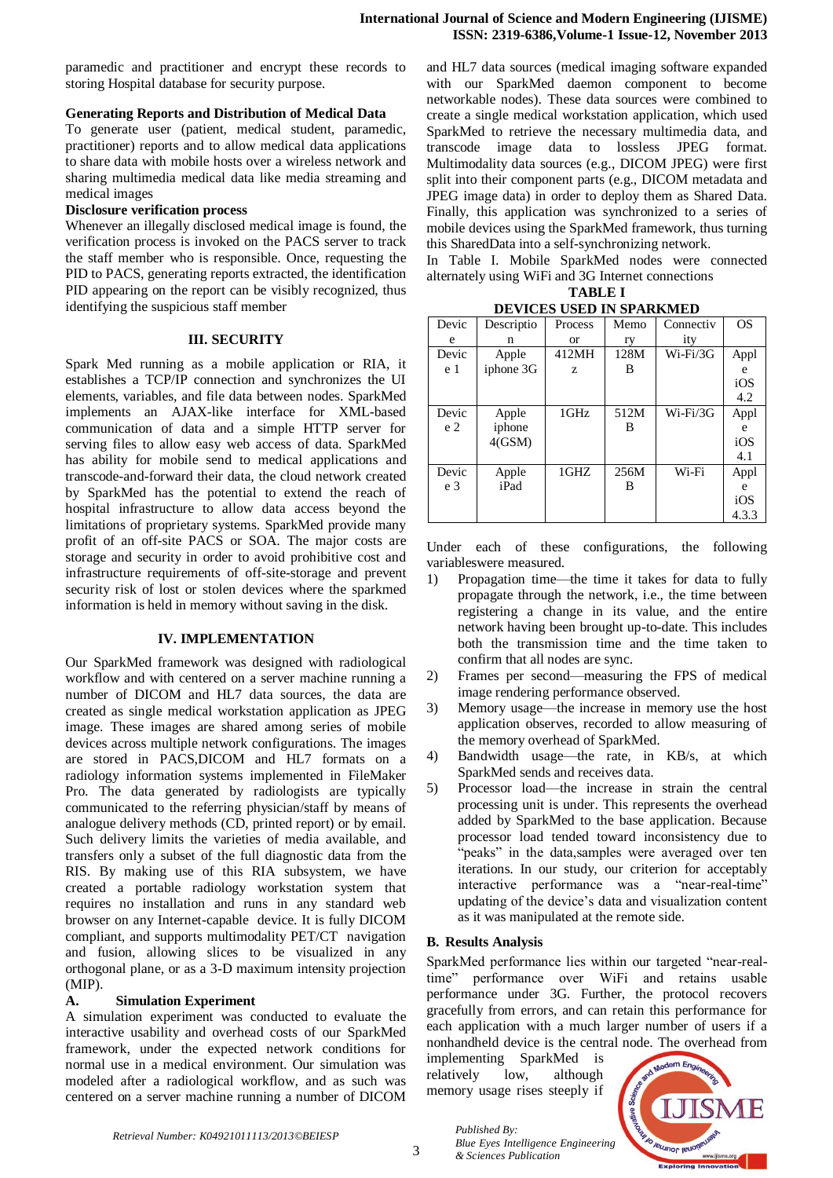paramedic and practitioner and encrypt these records to storing Hospital database for security purpose.

**Generating Reports and Distribution of Medical Data**

To generate user (patient, medical student, paramedic, practitioner) reports and to allow medical data applications to share data with mobile hosts over a wireless network and sharing multimedia medical data like media streaming and medical images

**Disclosure verification process**

Whenever an illegally disclosed medical image is found, the verification process is invoked on the PACS server to track the staff member who is responsible. Once, requesting the PID to PACS, generating reports extracted, the identification PID appearing on the report can be visibly recognized, thus identifying the suspicious staff member

## III. SECURITY

Spark Med running as a mobile application or RIA, it establishes a TCP/IP connection and synchronizes the UI elements, variables, and file data between nodes. SparkMed implements an AJAX-like interface for XML-based communication of data and a simple HTTP server for serving files to allow easy web access of data. SparkMed has ability for mobile send to medical applications and transcode-and-forward their data, the cloud network created by SparkMed has the potential to extend the reach of hospital infrastructure to allow data access beyond the limitations of proprietary systems. SparkMed provide many profit of an off-site PACS or SOA. The major costs are storage and security in order to avoid prohibitive cost and infrastructure requirements of off-site-storage and prevent security risk of lost or stolen devices where the sparkmed information is held in memory without saving in the disk.

## IV. IMPLEMENTATION

Our SparkMed framework was designed with radiological workflow and with centered on a server machine running a number of DICOM and HL7 data sources, the data are created as single medical workstation application as JPEG image. These images are shared among series of mobile devices across multiple network configurations. The images are stored in PACS,DICOM and HL7 formats on a radiology information systems implemented in FileMaker Pro. The data generated by radiologists are typically communicated to the referring physician/staff by means of analogue delivery methods (CD, printed report) or by email. Such delivery limits the varieties of media available, and transfers only a subset of the full diagnostic data from the RIS. By making use of this RIA subsystem, we have created a portable radiology workstation system that requires no installation and runs in any standard web browser on any Internet-capable device. It is fully DICOM compliant, and supports multimodality PET/CT navigation and fusion, allowing slices to be visualized in any orthogonal plane, or as a 3-D maximum intensity projection (MIP).

### A. Simulation Experiment

A simulation experiment was conducted to evaluate the interactive usability and overhead costs of our SparkMed framework, under the expected network conditions for normal use in a medical environment. Our simulation was modeled after a radiological workflow, and as such was centered on a server machine running a number of DICOM and HL7 data sources (medical imaging software expanded with our SparkMed daemon component to become networkable nodes). These data sources were combined to create a single medical workstation application, which used SparkMed to retrieve the necessary multimedia data, and transcode image data to lossless JPEG format. Multimodality data sources (e.g., DICOM JPEG) were first split into their component parts (e.g., DICOM metadata and JPEG image data) in order to deploy them as Shared Data. Finally, this application was synchronized to a series of mobile devices using the SparkMed framework, thus turning this SharedData into a self-synchronizing network.

In Table I. Mobile SparkMed nodes were connected alternately using WiFi and 3G Internet connections

**TABLE I**
**DEVICES USED IN SPARKMED**

| Device | Description | Processor | Memory | Connectivity | OS |
|---|---|---|---|---|---|
| Device 1 | Apple iphone 3G | 412MHz | 128MB | Wi-Fi/3G | Apple iOS 4.2 |
| Device 2 | Apple iphone 4(GSM) | 1GHz | 512MB | Wi-Fi/3G | Apple iOS 4.1 |
| Device 3 | Apple iPad | 1GHZ | 256MB | Wi-Fi | Apple iOS 4.3.3 |

Under each of these configurations, the following variableswere measured.

1) Propagation time—the time it takes for data to fully propagate through the network, i.e., the time between registering a change in its value, and the entire network having been brought up-to-date. This includes both the transmission time and the time taken to confirm that all nodes are sync.
2) Frames per second—measuring the FPS of medical image rendering performance observed.
3) Memory usage—the increase in memory use the host application observes, recorded to allow measuring of the memory overhead of SparkMed.
4) Bandwidth usage—the rate, in KB/s, at which SparkMed sends and receives data.
5) Processor load—the increase in strain the central processing unit is under. This represents the overhead added by SparkMed to the base application. Because processor load tended toward inconsistency due to "peaks" in the data,samples were averaged over ten iterations. In our study, our criterion for acceptably interactive performance was a "near-real-time" updating of the device's data and visualization content as it was manipulated at the remote side.

### B. Results Analysis

SparkMed performance lies within our targeted "near-real-time" performance over WiFi and retains usable performance under 3G. Further, the protocol recovers gracefully from errors, and can retain this performance for each application with a much larger number of users if a nonhandheld device is the central node. The overhead from implementing SparkMed is relatively low, although memory usage rises steeply if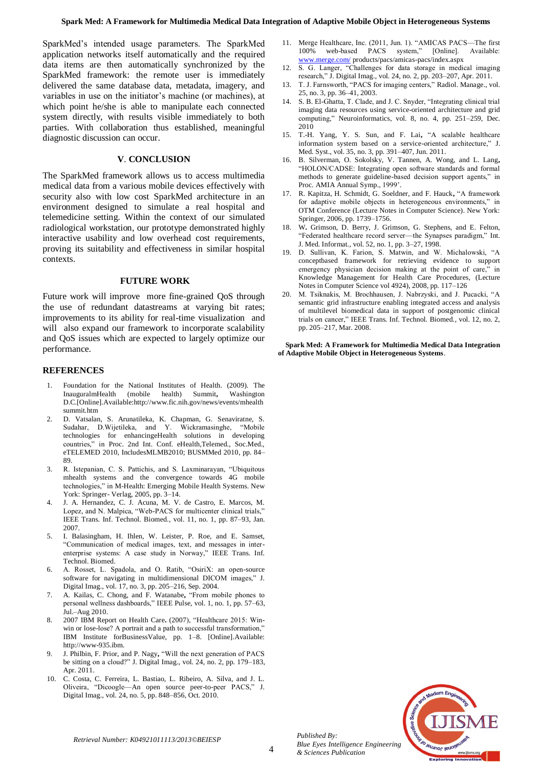SparkMed's intended usage parameters. The SparkMed application networks itself automatically and the required data items are then automatically synchronized by the SparkMed framework: the remote user is immediately delivered the same database data, metadata, imagery, and variables in use on the initiator's machine (or machines), at which point he/she is able to manipulate each connected system directly, with results visible immediately to both parties. With collaboration thus established, meaningful diagnostic discussion can occur.

## V. CONCLUSION

The SparkMed framework allows us to access multimedia medical data from a various mobile devices effectively with security also with low cost SparkMed architecture in an environment designed to simulate a real hospital and telemedicine setting. Within the context of our simulated radiological workstation, our prototype demonstrated highly interactive usability and low overhead cost requirements, proving its suitability and effectiveness in similar hospital contexts.

## FUTURE WORK

Future work will improve more fine-grained QoS through the use of redundant datastreams at varying bit rates; improvements to its ability for real-time visualization and will also expand our framework to incorporate scalability and QoS issues which are expected to largely optimize our performance.

## REFERENCES

1. Foundation for the National Institutes of Health. (2009). The InauguralmHealth (mobile health) Summit**,** Washington D.C.[Online].Available:http://www.fic.nih.gov/news/events/mhealth summit.htm
2. D. Vatsalan, S. Arunatileka, K. Chapman, G. Senaviratne, S. Sudahar, D.Wijetileka, and Y. Wickramasinghe, "Mobile technologies for enhancingeHealth solutions in developing countries," in Proc. 2nd Int. Conf. eHealth,Telemed., Soc.Med., eTELEMED 2010, IncludesMLMB2010; BUSMMed 2010, pp. 84–89.
3. R. Istepanian, C. S. Pattichis, and S. Laxminarayan, "Ubiquitous mhealth systems and the convergence towards 4G mobile technologies," in M-Health: Emerging Mobile Health Systems. New York: Springer- Verlag, 2005, pp. 3–14.
4. J. A. Hernandez, C. J. Acuna, M. V. de Castro, E. Marcos, M. Lopez, and N. Malpica, "Web-PACS for multicenter clinical trials," IEEE Trans. Inf. Technol. Biomed., vol. 11, no. 1, pp. 87–93, Jan. 2007.
5. I. Balasingham, H. Ihlen, W. Leister, P. Roe, and E. Samset, "Communication of medical images, text, and messages in inter-enterprise systems: A case study in Norway," IEEE Trans. Inf. Technol. Biomed.
6. A. Rosset, L. Spadola, and O. Ratib, "OsiriX: an open-source software for navigating in multidimensional DICOM images," J. Digital Imag., vol. 17, no. 3, pp. 205–216, Sep. 2004.
7. A. Kailas, C. Chong, and F. Watanabe**,** "From mobile phones to personal wellness dashboards," IEEE Pulse, vol. 1, no. 1, pp. 57–63, Jul.–Aug 2010.
8. 2007 IBM Report on Health Care**.** (2007), "Healthcare 2015: Win-win or lose-lose? A portrait and a path to successful transformation," IBM Institute forBusinessValue, pp. 1–8. [Online].Available: http://www-935.ibm.
9. J. Philbin, F. Prior, and P. Nagy**,** "Will the next generation of PACS be sitting on a cloud?" J. Digital Imag., vol. 24, no. 2, pp. 179–183, Apr. 2011.
10. C. Costa, C. Ferreira, L. Bastiao, L. Ribeiro, A. Silva, and J. L. Oliveira, "Dicoogle—An open source peer-to-peer PACS," J. Digital Imag., vol. 24, no. 5, pp. 848–856, Oct. 2010.
11. Merge Healthcare, Inc. (2011, Jun. 1). "AMICAS PACS—The first 100% web-based PACS system," [Online]. Available: www.merge.com/ products/pacs/amicas-pacs/index.aspx
12. S. G. Langer, "Challenges for data storage in medical imaging research," J. Digital Imag., vol. 24, no. 2, pp. 203–207, Apr. 2011.
13. T. J. Farnsworth, "PACS for imaging centers," Radiol. Manage., vol. 25, no. 3, pp. 36–41, 2003.
14. S. B. El-Ghatta, T. Clade, and J. C. Snyder, "Integrating clinical trial imaging data resources using service-oriented architecture and grid computing," Neuroinformatics, vol. 8, no. 4, pp. 251–259, Dec. 2010
15. T.-H. Yang, Y. S. Sun, and F. Lai**,** "A scalable healthcare information system based on a service-oriented architecture," J. Med. Syst., vol. 35, no. 3, pp. 391–407, Jun. 2011.
16. B. Silverman, O. Sokolsky, V. Tannen, A. Wong, and L. Lang**,** "HOLON/CADSE: Integrating open software standards and formal methods to generate guideline-based decision support agents," in Proc. AMIA Annual Symp., 1999'.
17. R. Kapitza, H. Schmidt, G. Soeldner, and F. Hauck**,** "A framework for adaptive mobile objects in heterogeneous environments," in OTM Conference (Lecture Notes in Computer Science). New York: Springer, 2006, pp. 1739–1756.
18. W**.** Grimson, D. Berry, J. Grimson, G. Stephens, and E. Felton, "Federated healthcare record server—the Synapses paradigm," Int. J. Med. Informat., vol. 52, no. 1, pp. 3–27, 1998.
19. D. Sullivan, K. Farion, S. Matwin, and W. Michalowski, "A conceptbased framework for retrieving evidence to support emergency physician decision making at the point of care," in Knowledge Management for Health Care Procedures, (Lecture Notes in Computer Science vol 4924), 2008, pp. 117–126
20. M. Tsiknakis, M. Brochhausen, J. Nabrzyski, and J. Pucacki, "A semantic grid infrastructure enabling integrated access and analysis of multilevel biomedical data in support of postgenomic clinical trials on cancer," IEEE Trans. Inf. Technol. Biomed., vol. 12, no. 2, pp. 205–217, Mar. 2008.

**Spark Med: A Framework for Multimedia Medical Data Integration of Adaptive Mobile Object in Heterogeneous Systems**.